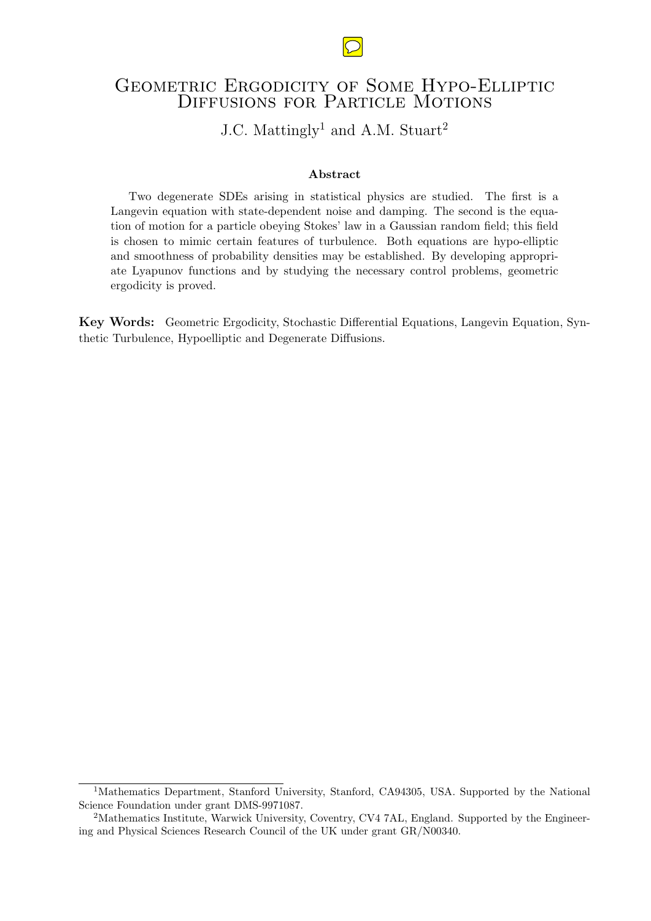# Geometric Ergodicity of Some Hypo-Elliptic Diffusions for Particle Motions

J.C. Mattingly[1] and A.M. Stuart[2]

### Abstract

Two degenerate SDEs arising in statistical physics are studied. The first is a Langevin equation with state-dependent noise and damping. The second is the equation of motion for a particle obeying Stokes' law in a Gaussian random field; this field is chosen to mimic certain features of turbulence. Both equations are hypo-elliptic and smoothness of probability densities may be established. By developing appropriate Lyapunov functions and by studying the necessary control problems, geometric ergodicity is proved.

**Key Words:** Geometric Ergodicity, Stochastic Differential Equations, Langevin Equation, Synthetic Turbulence, Hypoelliptic and Degenerate Diffusions.

---

[1]Mathematics Department, Stanford University, Stanford, CA94305, USA. Supported by the National Science Foundation under grant DMS-9971087.

[2]Mathematics Institute, Warwick University, Coventry, CV4 7AL, England. Supported by the Engineering and Physical Sciences Research Council of the UK under grant GR/N00340.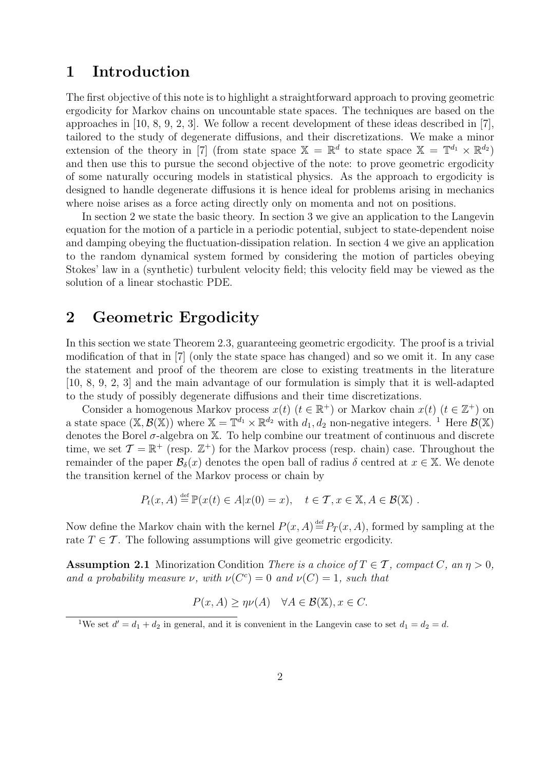# 1 Introduction

The first objective of this note is to highlight a straightforward approach to proving geometric ergodicity for Markov chains on uncountable state spaces. The techniques are based on the approaches in [10, 8, 9, 2, 3]. We follow a recent development of these ideas described in [7], tailored to the study of degenerate diffusions, and their discretizations. We make a minor extension of the theory in [7] (from state space $\mathbb{X} = \mathbb{R}^d$ to state space $\mathbb{X} = \mathbb{T}^{d_1} \times \mathbb{R}^{d_2}$) and then use this to pursue the second objective of the note: to prove geometric ergodicity of some naturally occuring models in statistical physics. As the approach to ergodicity is designed to handle degenerate diffusions it is hence ideal for problems arising in mechanics where noise arises as a force acting directly only on momenta and not on positions.

In section 2 we state the basic theory. In section 3 we give an application to the Langevin equation for the motion of a particle in a periodic potential, subject to state-dependent noise and damping obeying the fluctuation-dissipation relation. In section 4 we give an application to the random dynamical system formed by considering the motion of particles obeying Stokes' law in a (synthetic) turbulent velocity field; this velocity field may be viewed as the solution of a linear stochastic PDE.

# 2 Geometric Ergodicity

In this section we state Theorem 2.3, guaranteeing geometric ergodicity. The proof is a trivial modification of that in [7] (only the state space has changed) and so we omit it. In any case the statement and proof of the theorem are close to existing treatments in the literature [10, 8, 9, 2, 3] and the main advantage of our formulation is simply that it is well-adapted to the study of possibly degenerate diffusions and their time discretizations.

Consider a homogenous Markov process $x(t)$ ($t \in \mathbb{R}^+$) or Markov chain $x(t)$ ($t \in \mathbb{Z}^+$) on a state space $(\mathbb{X}, \mathcal{B}(\mathbb{X}))$ where $\mathbb{X} = \mathbb{T}^{d_1} \times \mathbb{R}^{d_2}$ with $d_1, d_2$ non-negative integers. [1] Here $\mathcal{B}(\mathbb{X})$ denotes the Borel $\sigma$-algebra on $\mathbb{X}$. To help combine our treatment of continuous and discrete time, we set $\mathcal{T} = \mathbb{R}^+$ (resp. $\mathbb{Z}^+$) for the Markov process (resp. chain) case. Throughout the remainder of the paper $\mathcal{B}_\delta(x)$ denotes the open ball of radius $\delta$ centred at $x \in \mathbb{X}$. We denote the transition kernel of the Markov process or chain by

$$P_t(x, A) \stackrel{\text{def}}{=} \mathbb{P}(x(t) \in A | x(0) = x), \quad t \in \mathcal{T}, x \in \mathbb{X}, A \in \mathcal{B}(\mathbb{X}) .$$

Now define the Markov chain with the kernel $P(x, A) \stackrel{\text{def}}{=} P_T(x, A)$, formed by sampling at the rate $T \in \mathcal{T}$. The following assumptions will give geometric ergodicity.

**Assumption 2.1** Minorization Condition *There is a choice of $T \in \mathcal{T}$, compact $C$, an $\eta > 0$, and a probability measure $\nu$, with $\nu(C^c) = 0$ and $\nu(C) = 1$, such that*

$$P(x, A) \geq \eta \nu(A) \quad \forall A \in \mathcal{B}(\mathbb{X}), x \in C.$$

[1] We set $d' = d_1 + d_2$ in general, and it is convenient in the Langevin case to set $d_1 = d_2 = d$.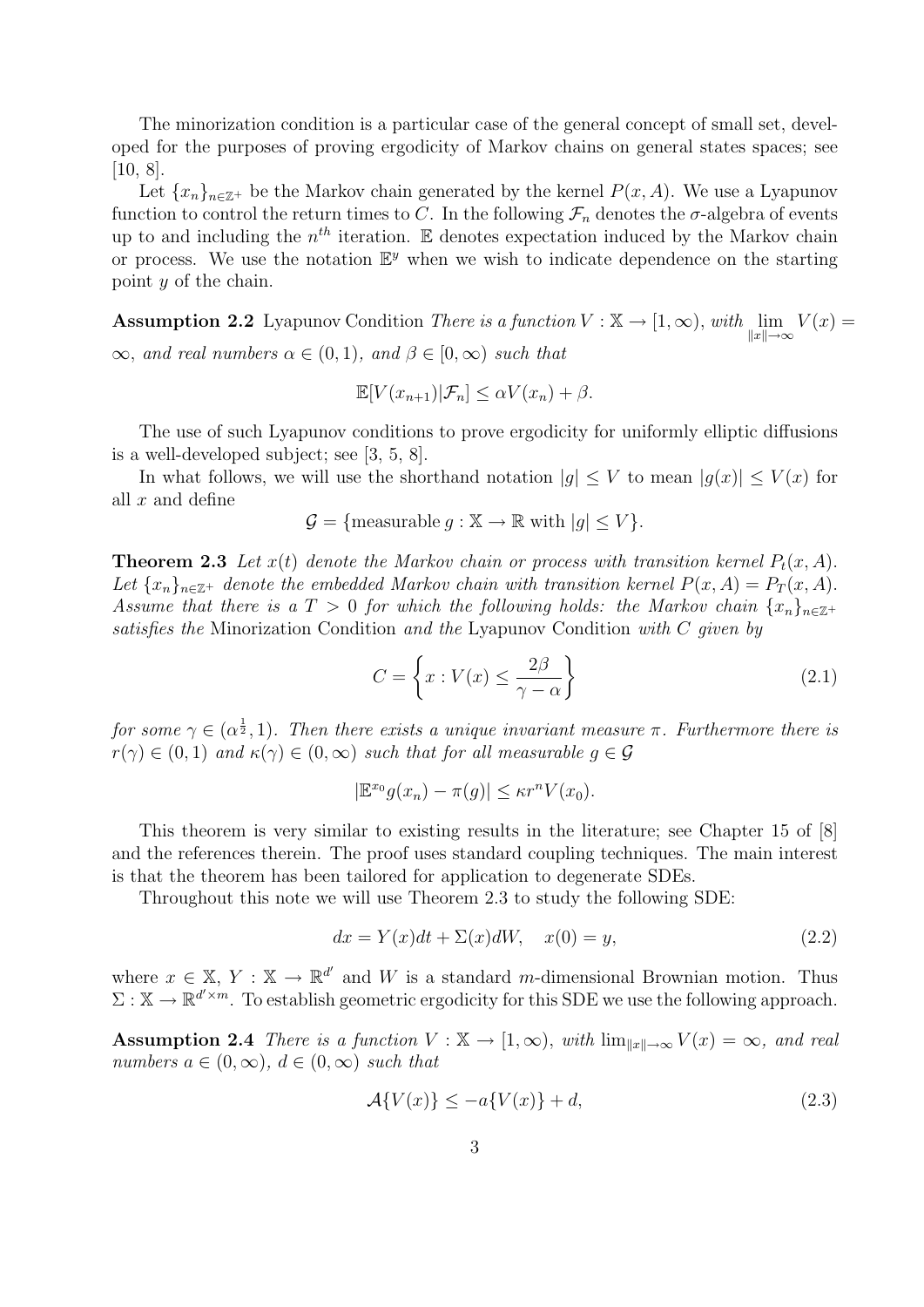The minorization condition is a particular case of the general concept of small set, developed for the purposes of proving ergodicity of Markov chains on general states spaces; see [10, 8].

Let $\{x_n\}_{n\in\mathbb{Z}^+}$ be the Markov chain generated by the kernel $P(x, A)$. We use a Lyapunov function to control the return times to $C$. In the following $\mathcal{F}_n$ denotes the $\sigma$-algebra of events up to and including the $n^{th}$ iteration. $\mathbb{E}$ denotes expectation induced by the Markov chain or process. We use the notation $\mathbb{E}^y$ when we wish to indicate dependence on the starting point $y$ of the chain.

**Assumption 2.2** Lyapunov Condition *There is a function $V : \mathbb{X} \to [1, \infty)$, with $\lim_{\|x\|\to\infty} V(x) = \infty$, and real numbers $\alpha \in (0, 1)$, and $\beta \in [0, \infty)$ such that*

$$\mathbb{E}[V(x_{n+1})|\mathcal{F}_n] \leq \alpha V(x_n) + \beta.$$

The use of such Lyapunov conditions to prove ergodicity for uniformly elliptic diffusions is a well-developed subject; see [3, 5, 8].

In what follows, we will use the shorthand notation $|g| \leq V$ to mean $|g(x)| \leq V(x)$ for all $x$ and define

$$\mathcal{G} = \{\text{measurable } g : \mathbb{X} \to \mathbb{R} \text{ with } |g| \leq V\}.$$

**Theorem 2.3** *Let $x(t)$ denote the Markov chain or process with transition kernel $P_t(x, A)$. Let $\{x_n\}_{n\in\mathbb{Z}^+}$ denote the embedded Markov chain with transition kernel $P(x, A) = P_T(x, A)$. Assume that there is a $T > 0$ for which the following holds: the Markov chain $\{x_n\}_{n\in\mathbb{Z}^+}$ satisfies the* Minorization Condition *and the* Lyapunov Condition *with $C$ given by*

$$C = \left\{x : V(x) \leq \frac{2\beta}{\gamma - \alpha}\right\} \tag{2.1}$$

*for some $\gamma \in (\alpha^{\frac{1}{2}}, 1)$. Then there exists a unique invariant measure $\pi$. Furthermore there is $r(\gamma) \in (0, 1)$ and $\kappa(\gamma) \in (0, \infty)$ such that for all measurable $g \in \mathcal{G}$*

$$|\mathbb{E}^{x_0} g(x_n) - \pi(g)| \leq \kappa r^n V(x_0).$$

This theorem is very similar to existing results in the literature; see Chapter 15 of [8] and the references therein. The proof uses standard coupling techniques. The main interest is that the theorem has been tailored for application to degenerate SDEs.

Throughout this note we will use Theorem 2.3 to study the following SDE:

$$dx = Y(x)dt + \Sigma(x)dW, \quad x(0) = y, \tag{2.2}$$

where $x \in \mathbb{X}$, $Y : \mathbb{X} \to \mathbb{R}^{d'}$ and $W$ is a standard $m$-dimensional Brownian motion. Thus $\Sigma : \mathbb{X} \to \mathbb{R}^{d'\times m}$. To establish geometric ergodicity for this SDE we use the following approach.

**Assumption 2.4** *There is a function $V : \mathbb{X} \to [1, \infty)$, with $\lim_{\|x\|\to\infty} V(x) = \infty$, and real numbers $a \in (0, \infty)$, $d \in (0, \infty)$ such that*

$$\mathcal{A}\{V(x)\} \leq -a\{V(x)\} + d, \tag{2.3}$$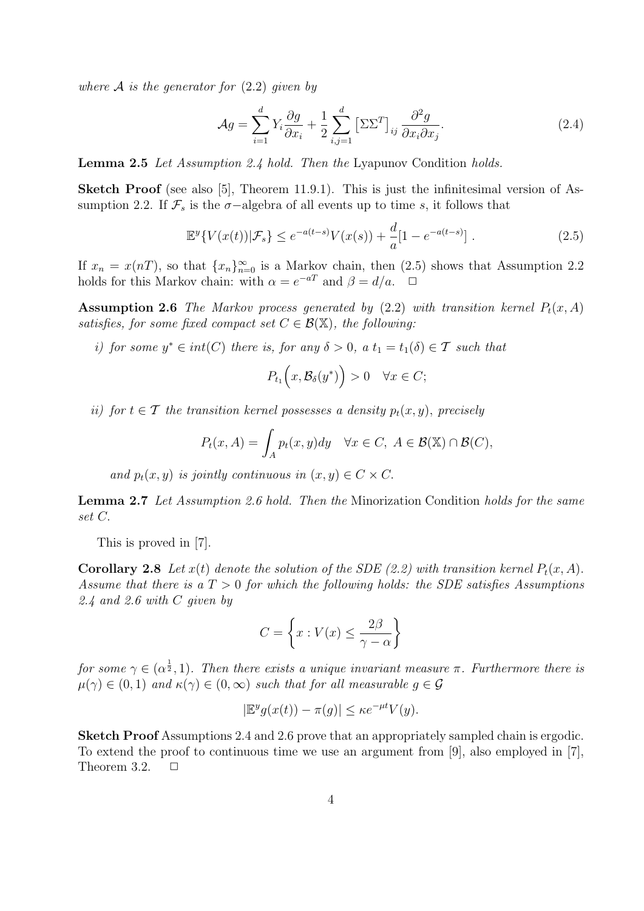*where $\mathcal{A}$ is the generator for* (2.2) *given by*

$$\mathcal{A}g = \sum_{i=1}^{d} Y_i \frac{\partial g}{\partial x_i} + \frac{1}{2}\sum_{i,j=1}^{d} \left[\Sigma\Sigma^T\right]_{ij} \frac{\partial^2 g}{\partial x_i \partial x_j}. \tag{2.4}$$

**Lemma 2.5** *Let Assumption 2.4 hold. Then the* Lyapunov Condition *holds.*

**Sketch Proof** (see also [5], Theorem 11.9.1). This is just the infinitesimal version of Assumption 2.2. If $\mathcal{F}_s$ is the $\sigma-$algebra of all events up to time $s$, it follows that

$$\mathbb{E}^y\{V(x(t))|\mathcal{F}_s\} \le e^{-a(t-s)}V(x(s)) + \frac{d}{a}[1 - e^{-a(t-s)}] \,. \tag{2.5}$$

If $x_n = x(nT)$, so that $\{x_n\}_{n=0}^{\infty}$ is a Markov chain, then (2.5) shows that Assumption 2.2 holds for this Markov chain: with $\alpha = e^{-aT}$ and $\beta = d/a$. $\square$

**Assumption 2.6** *The Markov process generated by* (2.2) *with transition kernel $P_t(x, A)$ satisfies, for some fixed compact set $C \in \mathcal{B}(\mathbb{X})$, the following:*

*i) for some $y^* \in int(C)$ there is, for any $\delta > 0$, a $t_1 = t_1(\delta) \in \mathcal{T}$ such that*

$$P_{t_1}\Big(x, \mathcal{B}_\delta(y^*)\Big) > 0 \quad \forall x \in C;$$

*ii) for $t \in \mathcal{T}$ the transition kernel possesses a density $p_t(x, y)$, precisely*

$$P_t(x, A) = \int_A p_t(x, y)dy \quad \forall x \in C,\ A \in \mathcal{B}(\mathbb{X}) \cap \mathcal{B}(C),$$

*and $p_t(x, y)$ is jointly continuous in $(x, y) \in C \times C$.*

**Lemma 2.7** *Let Assumption 2.6 hold. Then the* Minorization Condition *holds for the same set $C$.*

This is proved in [7].

**Corollary 2.8** *Let $x(t)$ denote the solution of the SDE (2.2) with transition kernel $P_t(x, A)$. Assume that there is a $T > 0$ for which the following holds: the SDE satisfies Assumptions 2.4 and 2.6 with $C$ given by*

$$C = \left\{x : V(x) \le \frac{2\beta}{\gamma - \alpha}\right\}$$

*for some $\gamma \in (\alpha^{\frac{1}{2}}, 1)$. Then there exists a unique invariant measure $\pi$. Furthermore there is $\mu(\gamma) \in (0, 1)$ and $\kappa(\gamma) \in (0, \infty)$ such that for all measurable $g \in \mathcal{G}$*

$$|\mathbb{E}^y g(x(t)) - \pi(g)| \le \kappa e^{-\mu t}V(y).$$

**Sketch Proof** Assumptions 2.4 and 2.6 prove that an appropriately sampled chain is ergodic. To extend the proof to continuous time we use an argument from [9], also employed in [7], Theorem 3.2. $\square$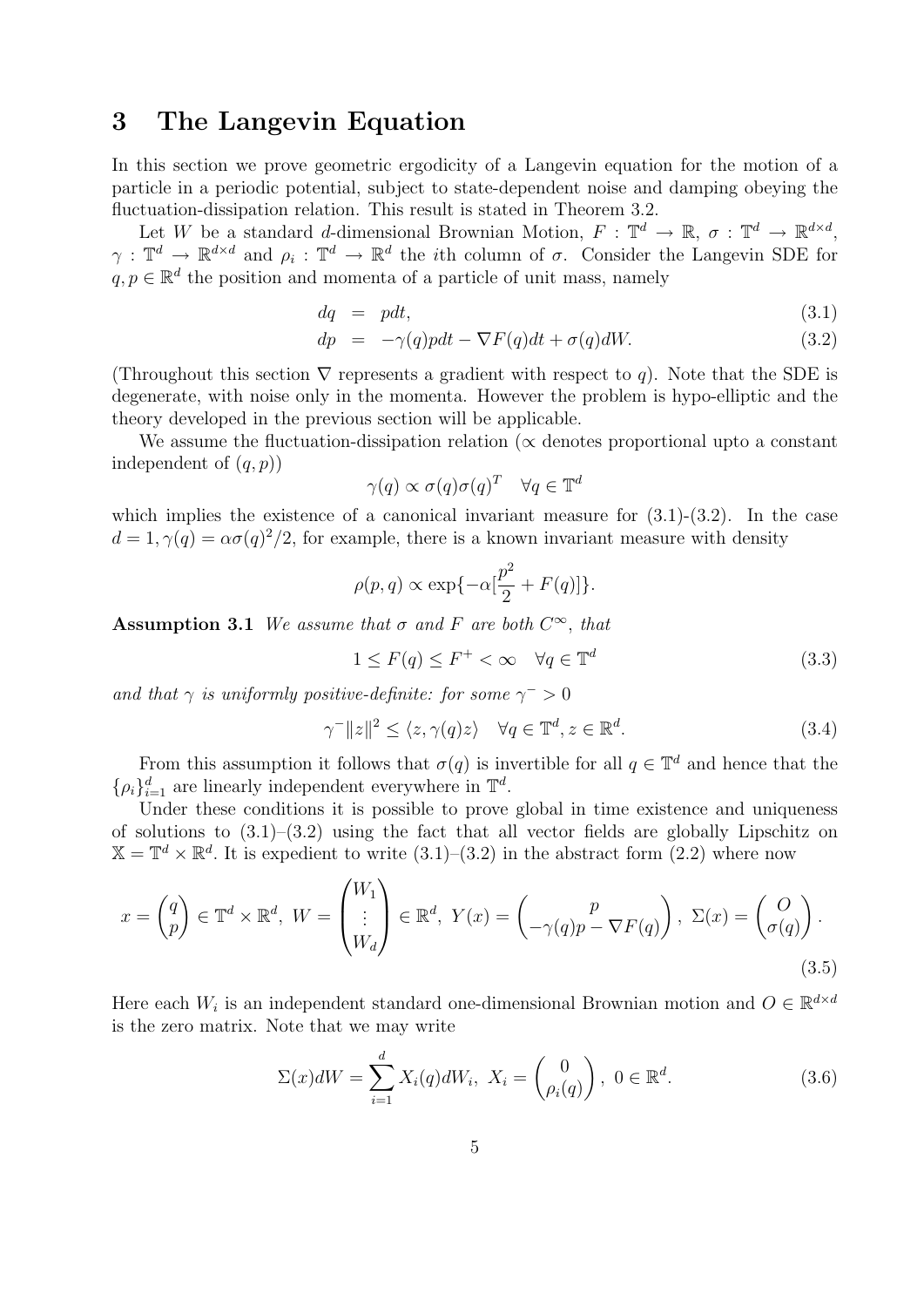## 3 The Langevin Equation

In this section we prove geometric ergodicity of a Langevin equation for the motion of a particle in a periodic potential, subject to state-dependent noise and damping obeying the fluctuation-dissipation relation. This result is stated in Theorem 3.2.

Let $W$ be a standard $d$-dimensional Brownian Motion, $F : \mathbb{T}^d \to \mathbb{R}$, $\sigma : \mathbb{T}^d \to \mathbb{R}^{d\times d}$, $\gamma : \mathbb{T}^d \to \mathbb{R}^{d\times d}$ and $\rho_i : \mathbb{T}^d \to \mathbb{R}^d$ the $i$th column of $\sigma$. Consider the Langevin SDE for $q, p \in \mathbb{R}^d$ the position and momenta of a particle of unit mass, namely

$$
\begin{aligned}
dq &= pdt, && (3.1)\\
dp &= -\gamma(q)pdt - \nabla F(q)dt + \sigma(q)dW. && (3.2)
\end{aligned}
$$

(Throughout this section $\nabla$ represents a gradient with respect to $q$). Note that the SDE is degenerate, with noise only in the momenta. However the problem is hypo-elliptic and the theory developed in the previous section will be applicable.

We assume the fluctuation-dissipation relation ($\propto$ denotes proportional upto a constant independent of $(q, p)$)

$$
\gamma(q) \propto \sigma(q)\sigma(q)^T \quad \forall q \in \mathbb{T}^d
$$

which implies the existence of a canonical invariant measure for (3.1)-(3.2). In the case $d = 1, \gamma(q) = \alpha\sigma(q)^2/2$, for example, there is a known invariant measure with density

$$
\rho(p, q) \propto \exp\{-\alpha[\frac{p^2}{2} + F(q)]\}.
$$

**Assumption 3.1** *We assume that $\sigma$ and $F$ are both $C^\infty$, that*

$$
1 \le F(q) \le F^+ < \infty \quad \forall q \in \mathbb{T}^d \tag{3.3}
$$

*and that $\gamma$ is uniformly positive-definite: for some $\gamma^- > 0$*

$$
\gamma^-\|z\|^2 \le \langle z, \gamma(q)z\rangle \quad \forall q \in \mathbb{T}^d, z \in \mathbb{R}^d. \tag{3.4}
$$

From this assumption it follows that $\sigma(q)$ is invertible for all $q \in \mathbb{T}^d$ and hence that the $\{\rho_i\}_{i=1}^d$ are linearly independent everywhere in $\mathbb{T}^d$.

Under these conditions it is possible to prove global in time existence and uniqueness of solutions to (3.1)–(3.2) using the fact that all vector fields are globally Lipschitz on $\mathbb{X} = \mathbb{T}^d \times \mathbb{R}^d$. It is expedient to write (3.1)–(3.2) in the abstract form (2.2) where now

$$
x = \begin{pmatrix} q \\ p \end{pmatrix} \in \mathbb{T}^d \times \mathbb{R}^d,\ W = \begin{pmatrix} W_1 \\ \vdots \\ W_d \end{pmatrix} \in \mathbb{R}^d,\ Y(x) = \begin{pmatrix} p \\ -\gamma(q)p - \nabla F(q) \end{pmatrix},\ \Sigma(x) = \begin{pmatrix} O \\ \sigma(q) \end{pmatrix}. \tag{3.5}
$$

Here each $W_i$ is an independent standard one-dimensional Brownian motion and $O \in \mathbb{R}^{d\times d}$ is the zero matrix. Note that we may write

$$
\Sigma(x)dW = \sum_{i=1}^d X_i(q)dW_i,\ X_i = \begin{pmatrix} 0 \\ \rho_i(q) \end{pmatrix},\ 0 \in \mathbb{R}^d. \tag{3.6}
$$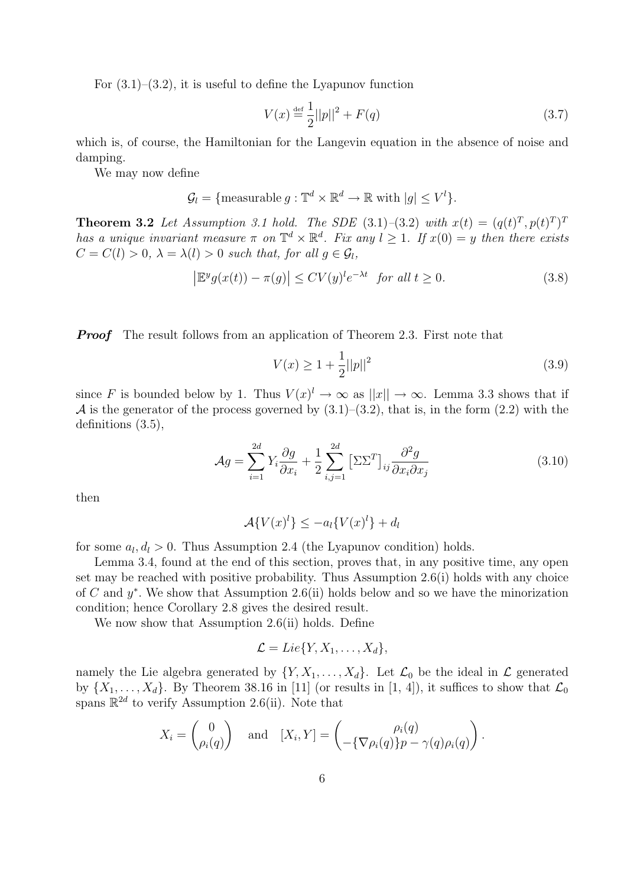For (3.1)–(3.2), it is useful to define the Lyapunov function

$$V(x) \stackrel{\text{def}}{=} \frac{1}{2}||p||^2 + F(q) \tag{3.7}$$

which is, of course, the Hamiltonian for the Langevin equation in the absence of noise and damping.

We may now define

$$\mathcal{G}_l = \{\text{measurable } g : \mathbb{T}^d \times \mathbb{R}^d \to \mathbb{R} \text{ with } |g| \leq V^l\}.$$

**Theorem 3.2** *Let Assumption 3.1 hold. The SDE (3.1)–(3.2) with $x(t) = (q(t)^T, p(t)^T)^T$ has a unique invariant measure $\pi$ on $\mathbb{T}^d \times \mathbb{R}^d$. Fix any $l \geq 1$. If $x(0) = y$ then there exists $C = C(l) > 0$, $\lambda = \lambda(l) > 0$ such that, for all $g \in \mathcal{G}_l$,*

$$\left|\mathbb{E}^y g(x(t)) - \pi(g)\right| \leq CV(y)^l e^{-\lambda t} \quad \textit{for all } t \geq 0. \tag{3.8}$$

***Proof*** The result follows from an application of Theorem 2.3. First note that

$$V(x) \geq 1 + \frac{1}{2}||p||^2 \tag{3.9}$$

since $F$ is bounded below by 1. Thus $V(x)^l \to \infty$ as $||x|| \to \infty$. Lemma 3.3 shows that if $\mathcal{A}$ is the generator of the process governed by (3.1)–(3.2), that is, in the form (2.2) with the definitions (3.5),

$$\mathcal{A}g = \sum_{i=1}^{2d} Y_i \frac{\partial g}{\partial x_i} + \frac{1}{2}\sum_{i,j=1}^{2d} \left[\Sigma\Sigma^T\right]_{ij} \frac{\partial^2 g}{\partial x_i \partial x_j} \tag{3.10}$$

then

$$\mathcal{A}\{V(x)^l\} \leq -a_l\{V(x)^l\} + d_l$$

for some $a_l, d_l > 0$. Thus Assumption 2.4 (the Lyapunov condition) holds.

Lemma 3.4, found at the end of this section, proves that, in any positive time, any open set may be reached with positive probability. Thus Assumption 2.6(i) holds with any choice of $C$ and $y^*$. We show that Assumption 2.6(ii) holds below and so we have the minorization condition; hence Corollary 2.8 gives the desired result.

We now show that Assumption 2.6(ii) holds. Define

$$\mathcal{L} = Lie\{Y, X_1, \ldots, X_d\},$$

namely the Lie algebra generated by $\{Y, X_1, \ldots, X_d\}$. Let $\mathcal{L}_0$ be the ideal in $\mathcal{L}$ generated by $\{X_1, \ldots, X_d\}$. By Theorem 38.16 in [11] (or results in [1, 4]), it suffices to show that $\mathcal{L}_0$ spans $\mathbb{R}^{2d}$ to verify Assumption 2.6(ii). Note that

$$X_i = \begin{pmatrix} 0 \\ \rho_i(q) \end{pmatrix} \quad \text{and} \quad [X_i, Y] = \begin{pmatrix} \rho_i(q) \\ -\{\nabla \rho_i(q)\}p - \gamma(q)\rho_i(q) \end{pmatrix}.$$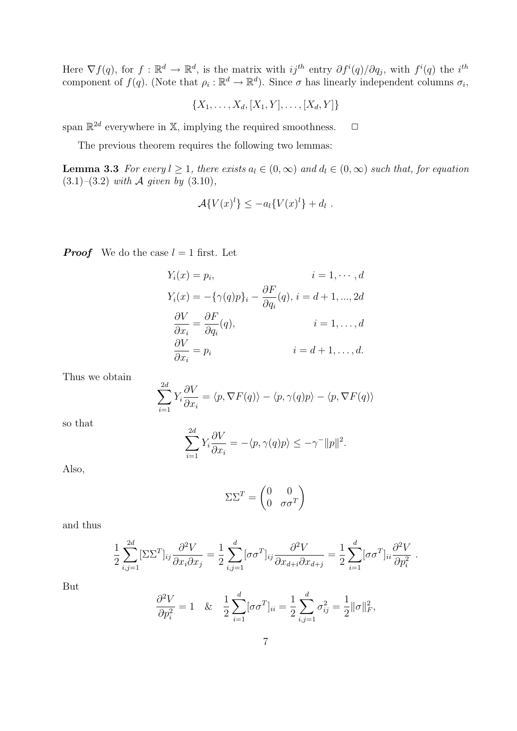Here $\nabla f(q)$, for $f : \mathbb{R}^d \to \mathbb{R}^d$, is the matrix with $ij^{th}$ entry $\partial f^i(q)/\partial q_j$, with $f^i(q)$ the $i^{th}$ component of $f(q)$. (Note that $\rho_i : \mathbb{R}^d \to \mathbb{R}^d$). Since $\sigma$ has linearly independent columns $\sigma_i$,

$$\{X_1, \ldots, X_d, [X_1, Y], \ldots, [X_d, Y]\}$$

span $\mathbb{R}^{2d}$ everywhere in $\mathbb{X}$, implying the required smoothness. $\square$

The previous theorem requires the following two lemmas:

**Lemma 3.3** *For every $l \geq 1$, there exists $a_l \in (0, \infty)$ and $d_l \in (0, \infty)$ such that, for equation (3.1)–(3.2) with $\mathcal{A}$ given by (3.10),*

$$\mathcal{A}\{V(x)^l\} \leq -a_l\{V(x)^l\} + d_l \ .$$

***Proof*** We do the case $l = 1$ first. Let

$$\begin{aligned}
Y_i(x) &= p_i, & i = 1, \cdots, d \\
Y_i(x) &= -\{\gamma(q)p\}_i - \frac{\partial F}{\partial q_i}(q), \; i = d+1, ..., 2d \\
\frac{\partial V}{\partial x_i} &= \frac{\partial F}{\partial q_i}(q), & i = 1, \ldots, d \\
\frac{\partial V}{\partial x_i} &= p_i & i = d+1, \ldots, d.
\end{aligned}$$

Thus we obtain

$$\sum_{i=1}^{2d} Y_i \frac{\partial V}{\partial x_i} = \langle p, \nabla F(q) \rangle - \langle p, \gamma(q)p \rangle - \langle p, \nabla F(q) \rangle$$

so that

$$\sum_{i=1}^{2d} Y_i \frac{\partial V}{\partial x_i} = -\langle p, \gamma(q)p \rangle \leq -\gamma^- \|p\|^2.$$

Also,

$$\Sigma\Sigma^T = \begin{pmatrix} 0 & 0 \\ 0 & \sigma\sigma^T \end{pmatrix}$$

and thus

$$\frac{1}{2}\sum_{i,j=1}^{2d} [\Sigma\Sigma^T]_{ij} \frac{\partial^2 V}{\partial x_i \partial x_j} = \frac{1}{2}\sum_{i,j=1}^{d} [\sigma\sigma^T]_{ij} \frac{\partial^2 V}{\partial x_{d+i} \partial x_{d+j}} = \frac{1}{2}\sum_{i=1}^{d} [\sigma\sigma^T]_{ii} \frac{\partial^2 V}{\partial p_i^2} \ .$$

But

$$\frac{\partial^2 V}{\partial p_i^2} = 1 \quad \& \quad \frac{1}{2}\sum_{i=1}^{d} [\sigma\sigma^T]_{ii} = \frac{1}{2}\sum_{i,j=1}^{d} \sigma_{ij}^2 = \frac{1}{2}\|\sigma\|_F^2,$$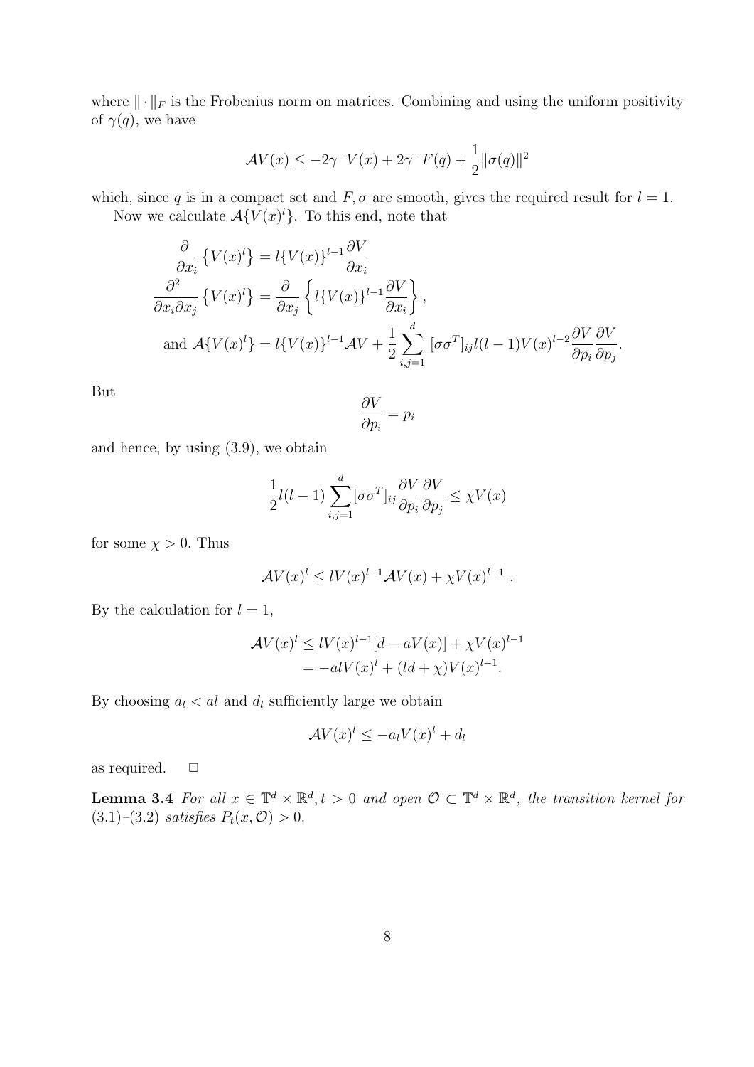where $\|\cdot\|_F$ is the Frobenius norm on matrices. Combining and using the uniform positivity of $\gamma(q)$, we have

$$\mathcal{A}V(x) \leq -2\gamma^- V(x) + 2\gamma^- F(q) + \frac{1}{2}\|\sigma(q)\|^2$$

which, since $q$ is in a compact set and $F, \sigma$ are smooth, gives the required result for $l = 1$.

Now we calculate $\mathcal{A}\{V(x)^l\}$. To this end, note that

$$\begin{aligned}
\frac{\partial}{\partial x_i}\left\{V(x)^l\right\} &= l\{V(x)\}^{l-1}\frac{\partial V}{\partial x_i} \\
\frac{\partial^2}{\partial x_i \partial x_j}\left\{V(x)^l\right\} &= \frac{\partial}{\partial x_j}\left\{l\{V(x)\}^{l-1}\frac{\partial V}{\partial x_i}\right\}, \\
\text{and } \mathcal{A}\{V(x)^l\} &= l\{V(x)\}^{l-1}\mathcal{A}V + \frac{1}{2}\sum_{i,j=1}^{d}[\sigma\sigma^T]_{ij} l(l-1)V(x)^{l-2}\frac{\partial V}{\partial p_i}\frac{\partial V}{\partial p_j}.
\end{aligned}$$

But

$$\frac{\partial V}{\partial p_i} = p_i$$

and hence, by using (3.9), we obtain

$$\frac{1}{2}l(l-1)\sum_{i,j=1}^{d}[\sigma\sigma^T]_{ij}\frac{\partial V}{\partial p_i}\frac{\partial V}{\partial p_j} \leq \chi V(x)$$

for some $\chi > 0$. Thus

$$\mathcal{A}V(x)^l \leq lV(x)^{l-1}\mathcal{A}V(x) + \chi V(x)^{l-1}\ .$$

By the calculation for $l = 1$,

$$\begin{aligned}
\mathcal{A}V(x)^l &\leq lV(x)^{l-1}[d - aV(x)] + \chi V(x)^{l-1} \\
&= -alV(x)^l + (ld + \chi)V(x)^{l-1}.
\end{aligned}$$

By choosing $a_l < al$ and $d_l$ sufficiently large we obtain

$$\mathcal{A}V(x)^l \leq -a_l V(x)^l + d_l$$

as required. $\square$

**Lemma 3.4** *For all $x \in \mathbb{T}^d \times \mathbb{R}^d, t > 0$ and open $\mathcal{O} \subset \mathbb{T}^d \times \mathbb{R}^d$, the transition kernel for (3.1)–(3.2) satisfies $P_t(x, \mathcal{O}) > 0$.*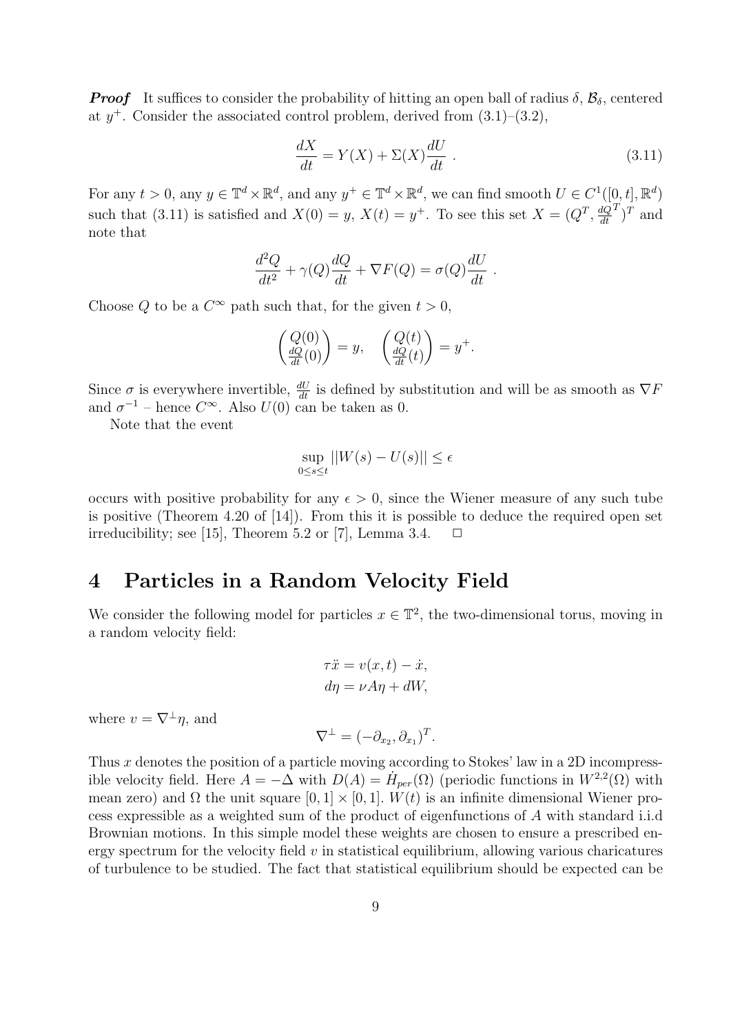***Proof*** It suffices to consider the probability of hitting an open ball of radius $\delta$, $\mathcal{B}_\delta$, centered at $y^+$. Consider the associated control problem, derived from (3.1)–(3.2),

$$\frac{dX}{dt} = Y(X) + \Sigma(X)\frac{dU}{dt} \ . \tag{3.11}$$

For any $t > 0$, any $y \in \mathbb{T}^d \times \mathbb{R}^d$, and any $y^+ \in \mathbb{T}^d \times \mathbb{R}^d$, we can find smooth $U \in C^1([0,t], \mathbb{R}^d)$ such that (3.11) is satisfied and $X(0) = y$, $X(t) = y^+$. To see this set $X = (Q^T, \frac{dQ}{dt}^T)^T$ and note that

$$\frac{d^2Q}{dt^2} + \gamma(Q)\frac{dQ}{dt} + \nabla F(Q) = \sigma(Q)\frac{dU}{dt} \ .$$

Choose $Q$ to be a $C^\infty$ path such that, for the given $t > 0$,

$$\begin{pmatrix} Q(0) \\ \frac{dQ}{dt}(0) \end{pmatrix} = y, \quad \begin{pmatrix} Q(t) \\ \frac{dQ}{dt}(t) \end{pmatrix} = y^+.$$

Since $\sigma$ is everywhere invertible, $\frac{dU}{dt}$ is defined by substitution and will be as smooth as $\nabla F$ and $\sigma^{-1}$ – hence $C^\infty$. Also $U(0)$ can be taken as 0.

Note that the event

$$\sup_{0 \le s \le t} ||W(s) - U(s)|| \le \epsilon$$

occurs with positive probability for any $\epsilon > 0$, since the Wiener measure of any such tube is positive (Theorem 4.20 of [14]). From this it is possible to deduce the required open set irreducibility; see [15], Theorem 5.2 or [7], Lemma 3.4. □

# 4 Particles in a Random Velocity Field

We consider the following model for particles $x \in \mathbb{T}^2$, the two-dimensional torus, moving in a random velocity field:

$$\tau\ddot{x} = v(x,t) - \dot{x},$$
$$d\eta = \nu A\eta + dW,$$

where $v = \nabla^\perp \eta$, and

$$\nabla^\perp = (-\partial_{x_2}, \partial_{x_1})^T.$$

Thus $x$ denotes the position of a particle moving according to Stokes' law in a 2D incompressible velocity field. Here $A = -\Delta$ with $D(A) = \dot{H}_{per}(\Omega)$ (periodic functions in $W^{2,2}(\Omega)$ with mean zero) and $\Omega$ the unit square $[0,1] \times [0,1]$. $W(t)$ is an infinite dimensional Wiener process expressible as a weighted sum of the product of eigenfunctions of $A$ with standard i.i.d Brownian motions. In this simple model these weights are chosen to ensure a prescribed energy spectrum for the velocity field $v$ in statistical equilibrium, allowing various charicatures of turbulence to be studied. The fact that statistical equilibrium should be expected can be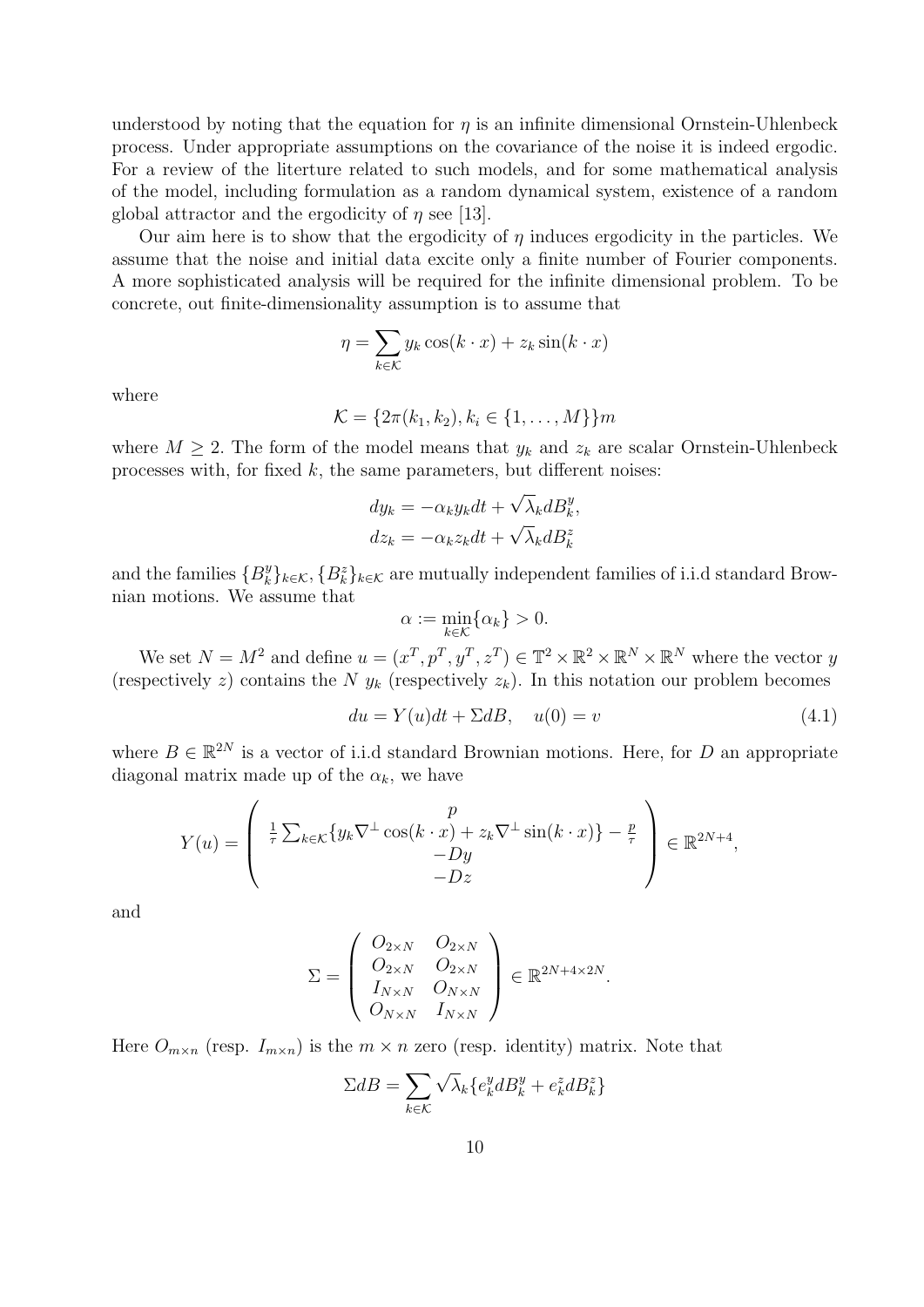understood by noting that the equation for $\eta$ is an infinite dimensional Ornstein-Uhlenbeck process. Under appropriate assumptions on the covariance of the noise it is indeed ergodic. For a review of the literture related to such models, and for some mathematical analysis of the model, including formulation as a random dynamical system, existence of a random global attractor and the ergodicity of $\eta$ see [13].

Our aim here is to show that the ergodicity of $\eta$ induces ergodicity in the particles. We assume that the noise and initial data excite only a finite number of Fourier components. A more sophisticated analysis will be required for the infinite dimensional problem. To be concrete, out finite-dimensionality assumption is to assume that

$$\eta = \sum_{k \in \mathcal{K}} y_k \cos(k \cdot x) + z_k \sin(k \cdot x)$$

where

$$\mathcal{K} = \{2\pi(k_1, k_2), k_i \in \{1, \dots, M\}\}m$$

where $M \geq 2$. The form of the model means that $y_k$ and $z_k$ are scalar Ornstein-Uhlenbeck processes with, for fixed $k$, the same parameters, but different noises:

$$\begin{aligned} dy_k &= -\alpha_k y_k dt + \sqrt{\lambda_k} dB_k^y, \\ dz_k &= -\alpha_k z_k dt + \sqrt{\lambda_k} dB_k^z \end{aligned}$$

and the families $\{B_k^y\}_{k \in \mathcal{K}}, \{B_k^z\}_{k \in \mathcal{K}}$ are mutually independent families of i.i.d standard Brownian motions. We assume that

$$\alpha := \min_{k \in \mathcal{K}} \{\alpha_k\} > 0.$$

We set $N = M^2$ and define $u = (x^T, p^T, y^T, z^T) \in \mathbb{T}^2 \times \mathbb{R}^2 \times \mathbb{R}^N \times \mathbb{R}^N$ where the vector $y$ (respectively $z$) contains the $N$ $y_k$ (respectively $z_k$). In this notation our problem becomes

$$du = Y(u)dt + \Sigma dB, \quad u(0) = v \tag{4.1}$$

where $B \in \mathbb{R}^{2N}$ is a vector of i.i.d standard Brownian motions. Here, for $D$ an appropriate diagonal matrix made up of the $\alpha_k$, we have

$$Y(u) = \begin{pmatrix} p \\ \frac{1}{\tau} \sum_{k \in \mathcal{K}} \{y_k \nabla^{\perp} \cos(k \cdot x) + z_k \nabla^{\perp} \sin(k \cdot x)\} - \frac{p}{\tau} \\ -Dy \\ -Dz \end{pmatrix} \in \mathbb{R}^{2N+4},$$

and

$$\Sigma = \begin{pmatrix} O_{2 \times N} & O_{2 \times N} \\ O_{2 \times N} & O_{2 \times N} \\ I_{N \times N} & O_{N \times N} \\ O_{N \times N} & I_{N \times N} \end{pmatrix} \in \mathbb{R}^{2N+4 \times 2N}.$$

Here $O_{m \times n}$ (resp. $I_{m \times n}$) is the $m \times n$ zero (resp. identity) matrix. Note that

$$\Sigma dB = \sum_{k \in \mathcal{K}} \sqrt{\lambda_k} \{e_k^y dB_k^y + e_k^z dB_k^z\}$$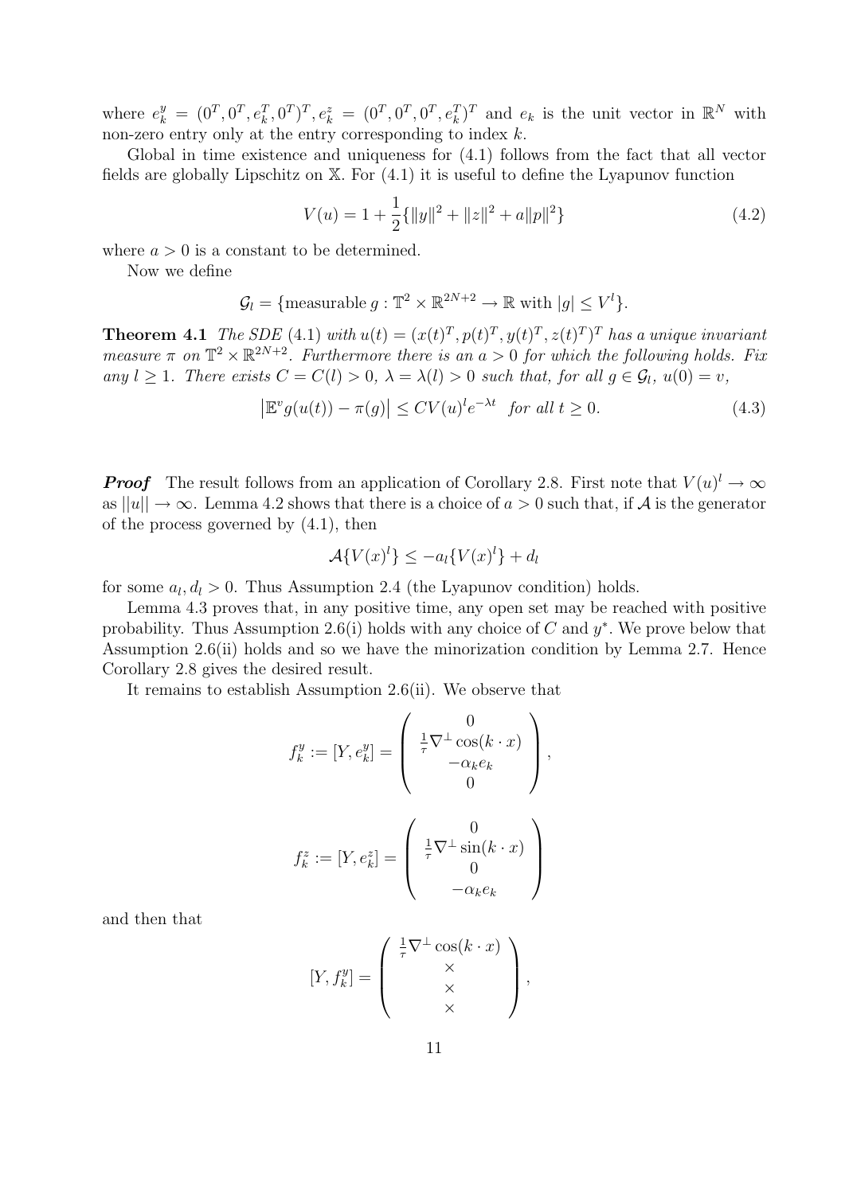where $e_k^y = (0^T, 0^T, e_k^T, 0^T)^T, e_k^z = (0^T, 0^T, 0^T, e_k^T)^T$ and $e_k$ is the unit vector in $\mathbb{R}^N$ with non-zero entry only at the entry corresponding to index $k$.

Global in time existence and uniqueness for (4.1) follows from the fact that all vector fields are globally Lipschitz on $\mathbb{X}$. For (4.1) it is useful to define the Lyapunov function

$$V(u) = 1 + \frac{1}{2}\{\|y\|^2 + \|z\|^2 + a\|p\|^2\} \tag{4.2}$$

where $a > 0$ is a constant to be determined.

Now we define

$$\mathcal{G}_l = \{\text{measurable } g : \mathbb{T}^2 \times \mathbb{R}^{2N+2} \to \mathbb{R} \text{ with } |g| \leq V^l\}.$$

**Theorem 4.1** *The SDE (4.1) with $u(t) = (x(t)^T, p(t)^T, y(t)^T, z(t)^T)^T$ has a unique invariant measure $\pi$ on $\mathbb{T}^2 \times \mathbb{R}^{2N+2}$. Furthermore there is an $a > 0$ for which the following holds. Fix any $l \geq 1$. There exists $C = C(l) > 0$, $\lambda = \lambda(l) > 0$ such that, for all $g \in \mathcal{G}_l$, $u(0) = v$,*

$$\left|\mathbb{E}^v g(u(t)) - \pi(g)\right| \leq CV(u)^l e^{-\lambda t} \quad \textit{for all } t \geq 0. \tag{4.3}$$

***Proof*** The result follows from an application of Corollary 2.8. First note that $V(u)^l \to \infty$ as $||u|| \to \infty$. Lemma 4.2 shows that there is a choice of $a > 0$ such that, if $\mathcal{A}$ is the generator of the process governed by (4.1), then

$$\mathcal{A}\{V(x)^l\} \leq -a_l\{V(x)^l\} + d_l$$

for some $a_l, d_l > 0$. Thus Assumption 2.4 (the Lyapunov condition) holds.

Lemma 4.3 proves that, in any positive time, any open set may be reached with positive probability. Thus Assumption 2.6(i) holds with any choice of $C$ and $y^*$. We prove below that Assumption 2.6(ii) holds and so we have the minorization condition by Lemma 2.7. Hence Corollary 2.8 gives the desired result.

It remains to establish Assumption 2.6(ii). We observe that

$$f_k^y := [Y, e_k^y] = \begin{pmatrix} 0 \\ \frac{1}{\tau}\nabla^\perp \cos(k \cdot x) \\ -\alpha_k e_k \\ 0 \end{pmatrix},$$

$$f_k^z := [Y, e_k^z] = \begin{pmatrix} 0 \\ \frac{1}{\tau}\nabla^\perp \sin(k \cdot x) \\ 0 \\ -\alpha_k e_k \end{pmatrix}$$

and then that

$$[Y, f_k^y] = \begin{pmatrix} \frac{1}{\tau}\nabla^\perp \cos(k \cdot x) \\ \times \\ \times \\ \times \end{pmatrix},$$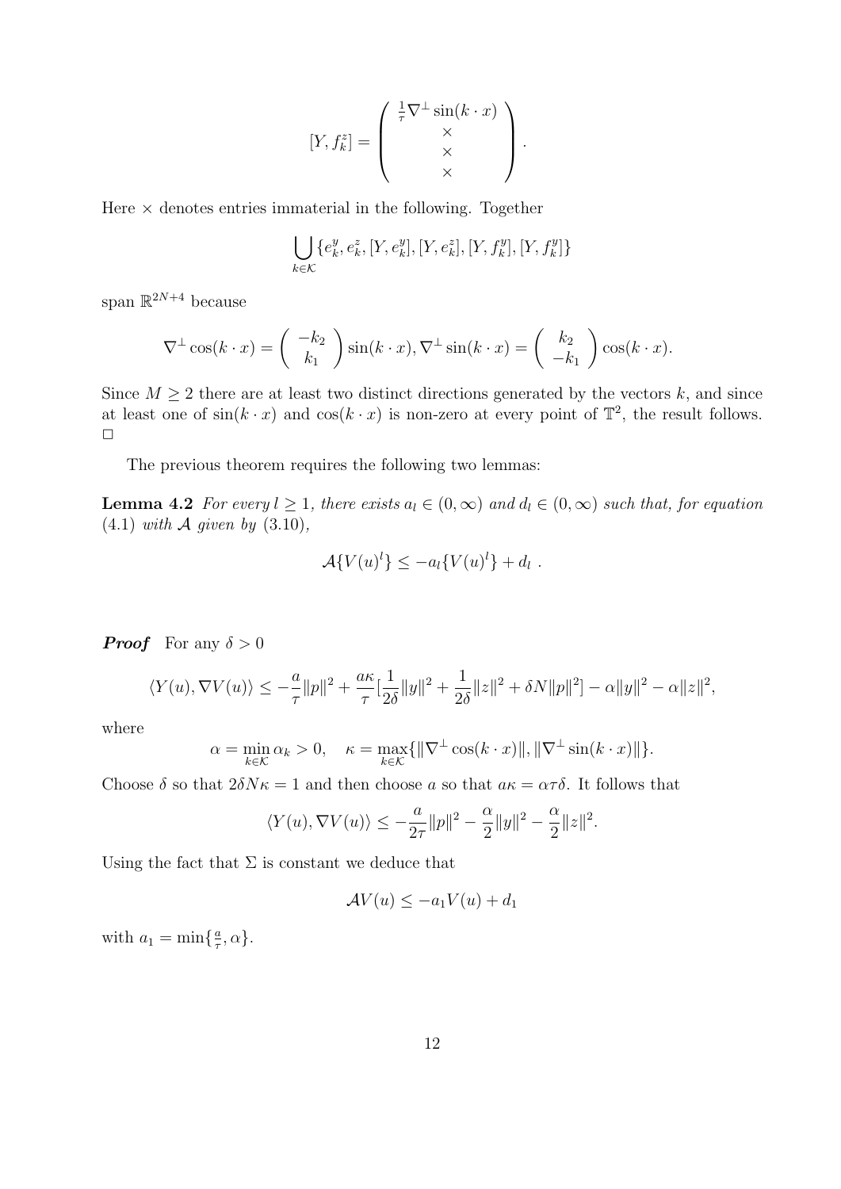$$
[Y, f_k^z] = \left( \begin{array}{c} \frac{1}{\tau} \nabla^\perp \sin(k \cdot x) \\ \times \\ \times \\ \times \end{array} \right).
$$

Here $\times$ denotes entries immaterial in the following. Together

$$
\bigcup_{k \in \mathcal{K}} \{e_k^y, e_k^z, [Y, e_k^y], [Y, e_k^z], [Y, f_k^y], [Y, f_k^y]\}
$$

span $\mathbb{R}^{2N+4}$ because

$$
\nabla^\perp \cos(k \cdot x) = \left( \begin{array}{c} -k_2 \\ k_1 \end{array} \right) \sin(k \cdot x), \nabla^\perp \sin(k \cdot x) = \left( \begin{array}{c} k_2 \\ -k_1 \end{array} \right) \cos(k \cdot x).
$$

Since $M \geq 2$ there are at least two distinct directions generated by the vectors $k$, and since at least one of $\sin(k \cdot x)$ and $\cos(k \cdot x)$ is non-zero at every point of $\mathbb{T}^2$, the result follows. $\square$

The previous theorem requires the following two lemmas:

**Lemma 4.2** *For every $l \geq 1$, there exists $a_l \in (0, \infty)$ and $d_l \in (0, \infty)$ such that, for equation (4.1) with $\mathcal{A}$ given by (3.10),*

$$
\mathcal{A}\{V(u)^l\} \leq -a_l \{V(u)^l\} + d_l \ .
$$

***Proof*** For any $\delta > 0$

$$
\langle Y(u), \nabla V(u) \rangle \leq -\frac{a}{\tau} \|p\|^2 + \frac{a\kappa}{\tau} [\frac{1}{2\delta} \|y\|^2 + \frac{1}{2\delta} \|z\|^2 + \delta N \|p\|^2] - \alpha \|y\|^2 - \alpha \|z\|^2,
$$

where

$$
\alpha = \min_{k \in \mathcal{K}} \alpha_k > 0, \quad \kappa = \max_{k \in \mathcal{K}} \{\|\nabla^\perp \cos(k \cdot x)\|, \|\nabla^\perp \sin(k \cdot x)\|\}.
$$

Choose $\delta$ so that $2\delta N \kappa = 1$ and then choose $a$ so that $a\kappa = \alpha \tau \delta$. It follows that

$$
\langle Y(u), \nabla V(u) \rangle \leq -\frac{a}{2\tau} \|p\|^2 - \frac{\alpha}{2} \|y\|^2 - \frac{\alpha}{2} \|z\|^2.
$$

Using the fact that $\Sigma$ is constant we deduce that

$$
\mathcal{A} V(u) \leq -a_1 V(u) + d_1
$$

with $a_1 = \min\{\frac{a}{\tau}, \alpha\}$.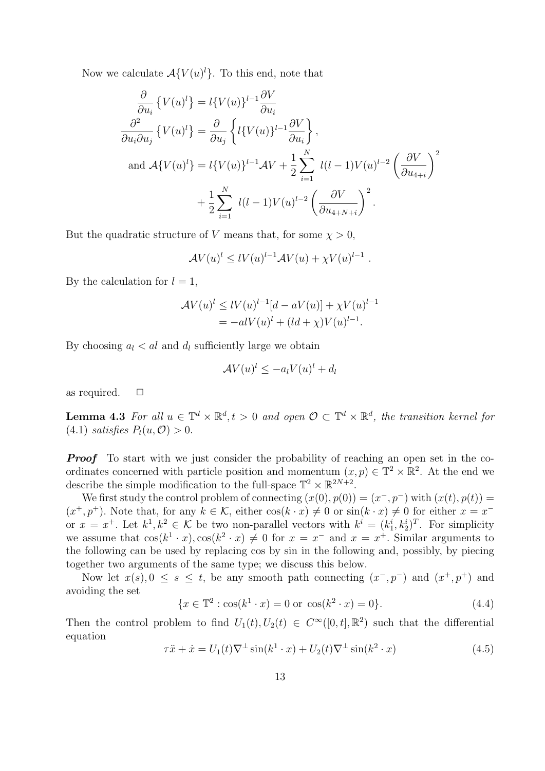Now we calculate $\mathcal{A}\{V(u)^l\}$. To this end, note that

$$
\begin{aligned}
\frac{\partial}{\partial u_i}\left\{V(u)^l\right\} &= l\{V(u)\}^{l-1}\frac{\partial V}{\partial u_i} \\
\frac{\partial^2}{\partial u_i \partial u_j}\left\{V(u)^l\right\} &= \frac{\partial}{\partial u_j}\left\{l\{V(u)\}^{l-1}\frac{\partial V}{\partial u_i}\right\}, \\
\text{and } \mathcal{A}\{V(u)^l\} &= l\{V(u)\}^{l-1}\mathcal{A}V + \frac{1}{2}\sum_{i=1}^{N} \, l(l-1)V(u)^{l-2}\left(\frac{\partial V}{\partial u_{4+i}}\right)^2 \\
&\quad + \frac{1}{2}\sum_{i=1}^{N} \, l(l-1)V(u)^{l-2}\left(\frac{\partial V}{\partial u_{4+N+i}}\right)^2.
\end{aligned}
$$

But the quadratic structure of $V$ means that, for some $\chi > 0$,

$$
\mathcal{A}V(u)^l \leq lV(u)^{l-1}\mathcal{A}V(u) + \chi V(u)^{l-1} \ .
$$

By the calculation for $l = 1$,

$$
\begin{aligned}
\mathcal{A}V(u)^l &\leq lV(u)^{l-1}[d - aV(u)] + \chi V(u)^{l-1} \\
&= -alV(u)^l + (ld + \chi)V(u)^{l-1}.
\end{aligned}
$$

By choosing $a_l < al$ and $d_l$ sufficiently large we obtain

$$
\mathcal{A}V(u)^l \leq -a_l V(u)^l + d_l
$$

as required. $\Box$

**Lemma 4.3** *For all $u \in \mathbb{T}^d \times \mathbb{R}^d, t > 0$ and open $\mathcal{O} \subset \mathbb{T}^d \times \mathbb{R}^d$, the transition kernel for* (4.1) *satisfies $P_t(u, \mathcal{O}) > 0$.*

***Proof*** To start with we just consider the probability of reaching an open set in the co-ordinates concerned with particle position and momentum $(x, p) \in \mathbb{T}^2 \times \mathbb{R}^2$. At the end we describe the simple modification to the full-space $\mathbb{T}^2 \times \mathbb{R}^{2N+2}$.

We first study the control problem of connecting $(x(0), p(0)) = (x^-, p^-)$ with $(x(t), p(t)) = (x^+, p^+)$. Note that, for any $k \in \mathcal{K}$, either $\cos(k \cdot x) \neq 0$ or $\sin(k \cdot x) \neq 0$ for either $x = x^-$ or $x = x^+$. Let $k^1, k^2 \in \mathcal{K}$ be two non-parallel vectors with $k^i = (k_1^i, k_2^i)^T$. For simplicity we assume that $\cos(k^1 \cdot x), \cos(k^2 \cdot x) \neq 0$ for $x = x^-$ and $x = x^+$. Similar arguments to the following can be used by replacing cos by sin in the following and, possibly, by piecing together two arguments of the same type; we discuss this below.

Now let $x(s), 0 \leq s \leq t$, be any smooth path connecting $(x^-, p^-)$ and $(x^+, p^+)$ and avoiding the set

$$
\{x \in \mathbb{T}^2 : \cos(k^1 \cdot x) = 0 \text{ or } \cos(k^2 \cdot x) = 0\}. \tag{4.4}
$$

Then the control problem to find $U_1(t), U_2(t) \in C^\infty([0, t], \mathbb{R}^2)$ such that the differential equation

$$
\tau\ddot{x} + \dot{x} = U_1(t)\nabla^\perp \sin(k^1 \cdot x) + U_2(t)\nabla^\perp \sin(k^2 \cdot x) \tag{4.5}
$$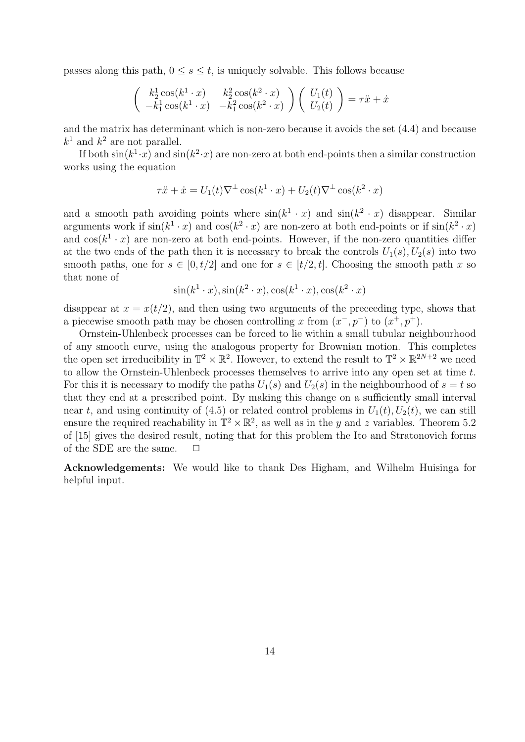passes along this path, $0 \le s \le t$, is uniquely solvable. This follows because

$$\begin{pmatrix} k_2^1 \cos(k^1 \cdot x) & k_2^2 \cos(k^2 \cdot x) \\ -k_1^1 \cos(k^1 \cdot x) & -k_1^2 \cos(k^2 \cdot x) \end{pmatrix} \begin{pmatrix} U_1(t) \\ U_2(t) \end{pmatrix} = \tau \ddot{x} + \dot{x}$$

and the matrix has determinant which is non-zero because it avoids the set (4.4) and because $k^1$ and $k^2$ are not parallel.

If both $\sin(k^1 \cdot x)$ and $\sin(k^2 \cdot x)$ are non-zero at both end-points then a similar construction works using the equation

$$\tau \ddot{x} + \dot{x} = U_1(t) \nabla^{\perp} \cos(k^1 \cdot x) + U_2(t) \nabla^{\perp} \cos(k^2 \cdot x)$$

and a smooth path avoiding points where $\sin(k^1 \cdot x)$ and $\sin(k^2 \cdot x)$ disappear. Similar arguments work if $\sin(k^1 \cdot x)$ and $\cos(k^2 \cdot x)$ are non-zero at both end-points or if $\sin(k^2 \cdot x)$ and $\cos(k^1 \cdot x)$ are non-zero at both end-points. However, if the non-zero quantities differ at the two ends of the path then it is necessary to break the controls $U_1(s), U_2(s)$ into two smooth paths, one for $s \in [0, t/2]$ and one for $s \in [t/2, t]$. Choosing the smooth path $x$ so that none of

$$\sin(k^1 \cdot x), \sin(k^2 \cdot x), \cos(k^1 \cdot x), \cos(k^2 \cdot x)$$

disappear at $x = x(t/2)$, and then using two arguments of the preceeding type, shows that a piecewise smooth path may be chosen controlling $x$ from $(x^-, p^-)$ to $(x^+, p^+)$.

Ornstein-Uhlenbeck processes can be forced to lie within a small tubular neighbourhood of any smooth curve, using the analogous property for Brownian motion. This completes the open set irreducibility in $\mathbb{T}^2 \times \mathbb{R}^2$. However, to extend the result to $\mathbb{T}^2 \times \mathbb{R}^{2N+2}$ we need to allow the Ornstein-Uhlenbeck processes themselves to arrive into any open set at time $t$. For this it is necessary to modify the paths $U_1(s)$ and $U_2(s)$ in the neighbourhood of $s = t$ so that they end at a prescribed point. By making this change on a sufficiently small interval near $t$, and using continuity of (4.5) or related control problems in $U_1(t), U_2(t)$, we can still ensure the required reachability in $\mathbb{T}^2 \times \mathbb{R}^2$, as well as in the $y$ and $z$ variables. Theorem 5.2 of [15] gives the desired result, noting that for this problem the Ito and Stratonovich forms of the SDE are the same. $\square$

**Acknowledgements:** We would like to thank Des Higham, and Wilhelm Huisinga for helpful input.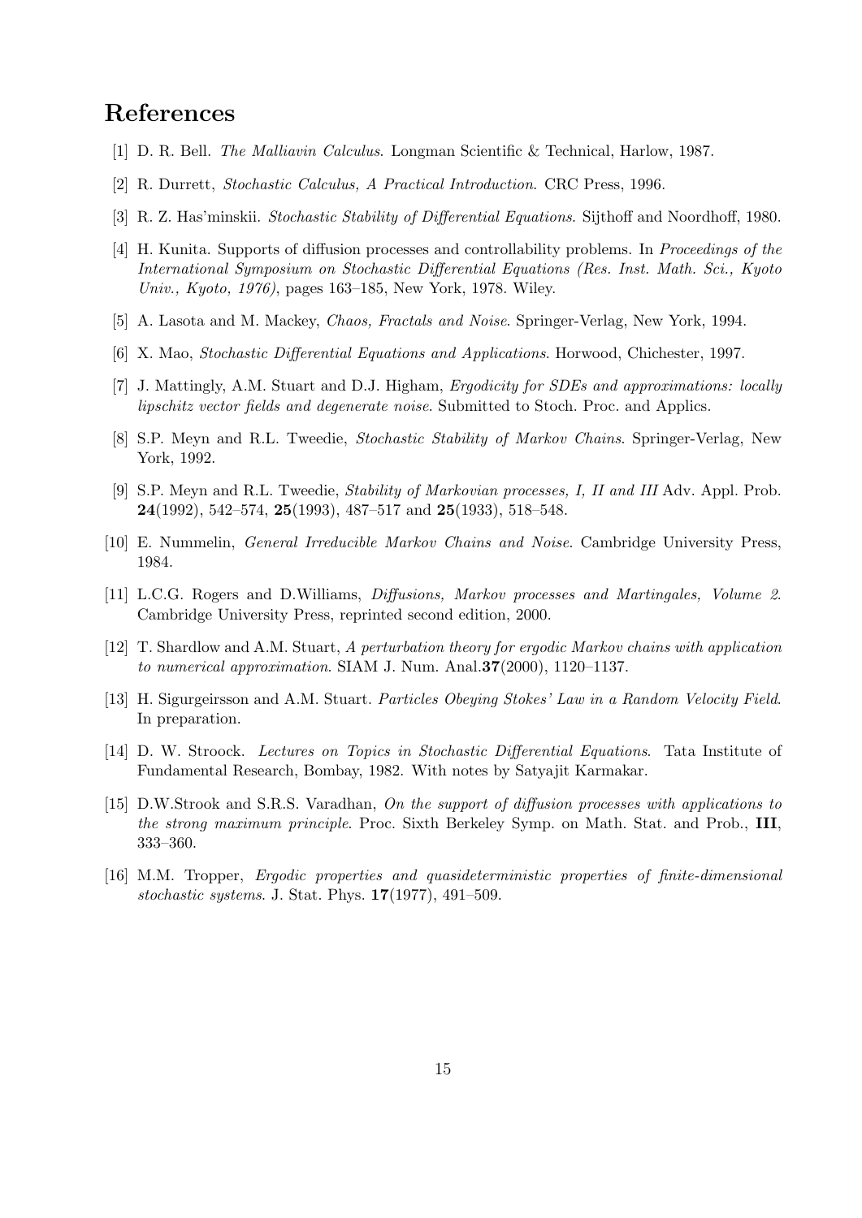# References

[1] D. R. Bell. *The Malliavin Calculus*. Longman Scientific & Technical, Harlow, 1987.

[2] R. Durrett, *Stochastic Calculus, A Practical Introduction*. CRC Press, 1996.

[3] R. Z. Has'minskii. *Stochastic Stability of Differential Equations*. Sijthoff and Noordhoff, 1980.

[4] H. Kunita. Supports of diffusion processes and controllability problems. In *Proceedings of the International Symposium on Stochastic Differential Equations (Res. Inst. Math. Sci., Kyoto Univ., Kyoto, 1976)*, pages 163–185, New York, 1978. Wiley.

[5] A. Lasota and M. Mackey, *Chaos, Fractals and Noise*. Springer-Verlag, New York, 1994.

[6] X. Mao, *Stochastic Differential Equations and Applications*. Horwood, Chichester, 1997.

[7] J. Mattingly, A.M. Stuart and D.J. Higham, *Ergodicity for SDEs and approximations: locally lipschitz vector fields and degenerate noise*. Submitted to Stoch. Proc. and Applics.

[8] S.P. Meyn and R.L. Tweedie, *Stochastic Stability of Markov Chains*. Springer-Verlag, New York, 1992.

[9] S.P. Meyn and R.L. Tweedie, *Stability of Markovian processes, I, II and III* Adv. Appl. Prob. **24**(1992), 542–574, **25**(1993), 487–517 and **25**(1933), 518–548.

[10] E. Nummelin, *General Irreducible Markov Chains and Noise*. Cambridge University Press, 1984.

[11] L.C.G. Rogers and D.Williams, *Diffusions, Markov processes and Martingales, Volume 2*. Cambridge University Press, reprinted second edition, 2000.

[12] T. Shardlow and A.M. Stuart, *A perturbation theory for ergodic Markov chains with application to numerical approximation*. SIAM J. Num. Anal.**37**(2000), 1120–1137.

[13] H. Sigurgeirsson and A.M. Stuart. *Particles Obeying Stokes' Law in a Random Velocity Field*. In preparation.

[14] D. W. Stroock. *Lectures on Topics in Stochastic Differential Equations*. Tata Institute of Fundamental Research, Bombay, 1982. With notes by Satyajit Karmakar.

[15] D.W.Strook and S.R.S. Varadhan, *On the support of diffusion processes with applications to the strong maximum principle*. Proc. Sixth Berkeley Symp. on Math. Stat. and Prob., **III**, 333–360.

[16] M.M. Tropper, *Ergodic properties and quasideterministic properties of finite-dimensional stochastic systems*. J. Stat. Phys. **17**(1977), 491–509.